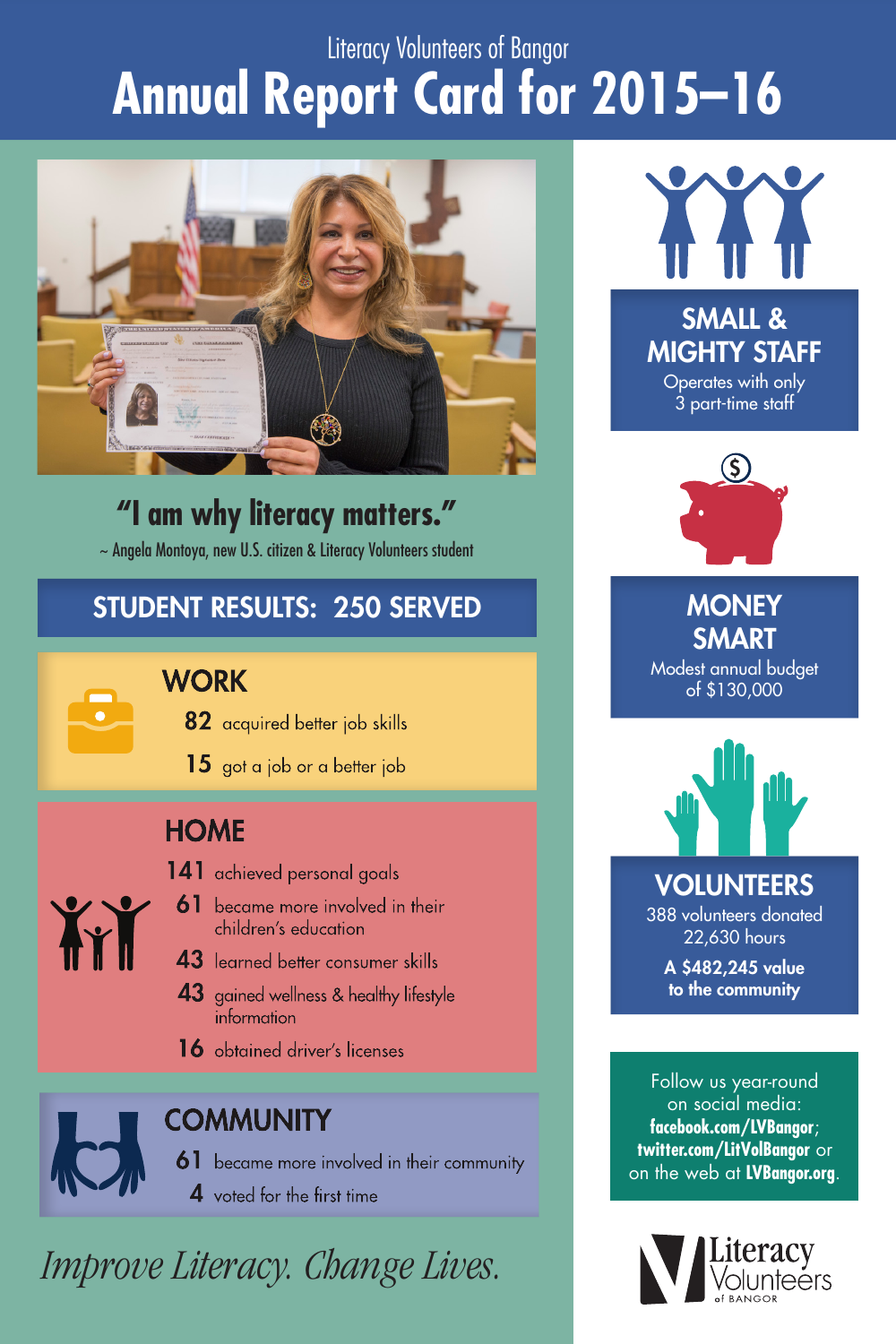Literacy Volunteers of Bangor

# Annual Report Card for 2015–16

## "I am why literacy matters."

~ Angela Montoya, new U.S. citizen & Literacy Volunteers student

## STUDENT RESULTS: 250 SERVED

### WORK

- **82** acquired better job skills
- **15** got a job or a better job

### HOME

- **141** achieved personal goals
- **61** became more involved in their children's education
- **43** learned better consumer skills
- **43** gained wellness & healthy lifestyle information
- **16** obtained driver's licenses

### COMMUNITY

- **61** became more involved in their community
- **4** voted for the first time

*Improve Literacy. Change Lives.*

## SMALL & MIGHTY STAFF

Operates with only 3 part-time staff

## MONEY SMART

Modest annual budget of $130,000

## VOLUNTEERS

388 volunteers donated 22,630 hours

**A $482,245 value to the community**

Follow us year-round on social media: **facebook.com/LVBangor**; **twitter.com/LitVolBangor** or on the web at **LVBangor.org**.

Literacy Volunteers of BANGOR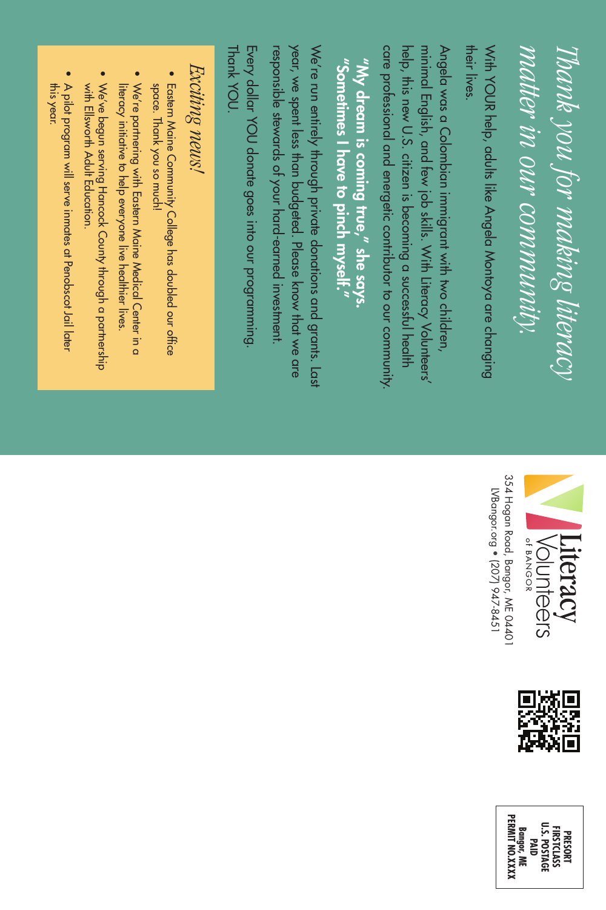# *Thank you for making literacy matter in our community.*

With YOUR help, adults like Angela Montoya are changing their lives.

Angela was a Colombian immigrant with two children, minimal English, and few job skills. With Literacy Volunteers' help, this new U.S. citizen is becoming a successful health care professional and energetic contributor to our community.

**"My dream is coming true," she says. "Sometimes I have to pinch myself."**

We're run entirely through private donations and grants. Last year, we spent less than budgeted. Please know that we are responsible stewards of your hard-earned investment.

Every dollar YOU donate goes into our programming.

Thank YOU.

## *Exciting news!*

- Eastern Maine Community College has doubled our office space. Thank you so much!
- We're partnering with Eastern Maine Medical Center in a literacy initiative to help everyone live healthier lives.
- We've begun serving Hancock County through a partnership with Ellsworth Adult Education.
- A pilot program will serve inmates at Penobscot Jail later this year.

**Literacy Volunteers** of BANGOR

354 Hogan Road, Bangor, ME 04401
LVBangor.org • (207) 947-8451

**PRESORT FIRSTCLASS U.S. POSTAGE PAID Bangor, ME PERMIT NO.XXXX**